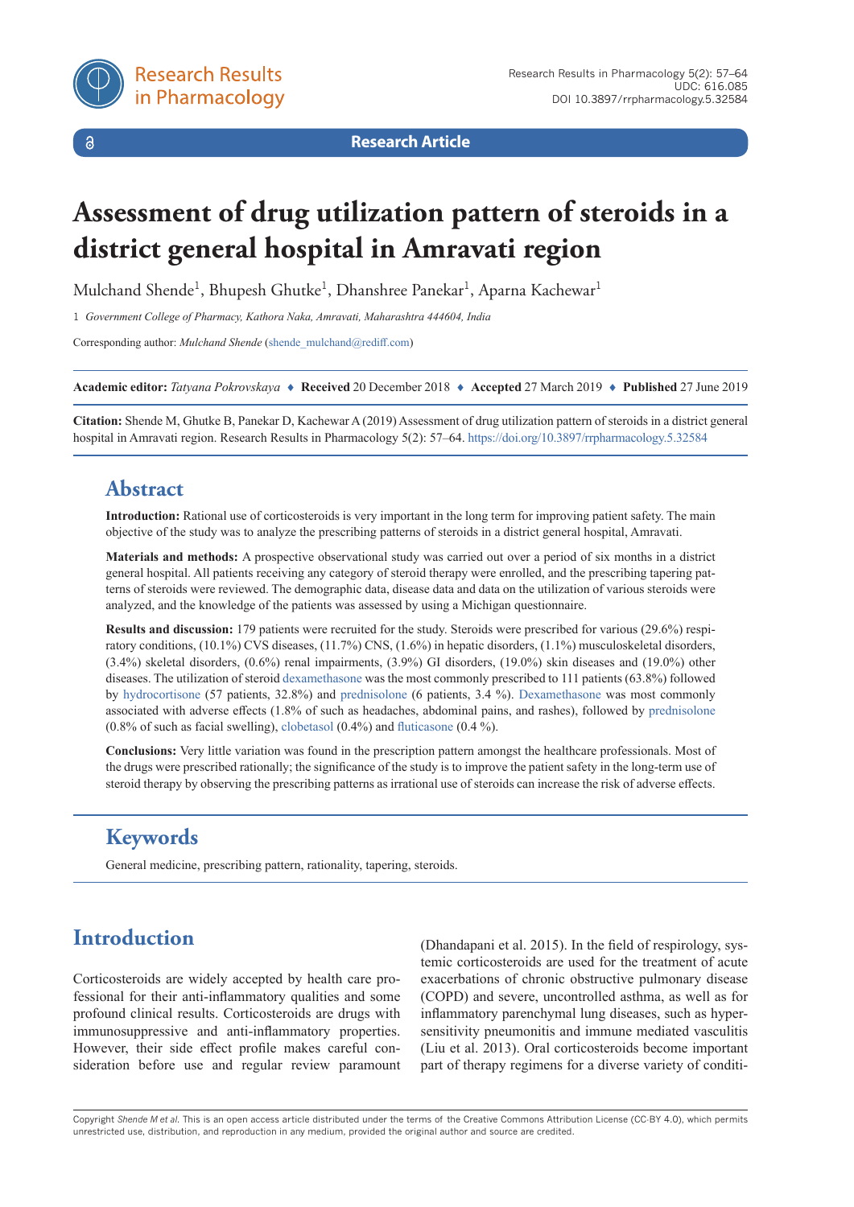Research Article

# Assessment of drug utilization pattern of steroids in a district general hospital in Amravati region

Mulchand Shende[1], Bhupesh Ghutke[1], Dhanshree Panekar[1], Aparna Kachewar[1]

1 *Government College of Pharmacy, Kathora Naka, Amravati, Maharashtra 444604, India*

Corresponding author: *Mulchand Shende* (shende_mulchand@rediff.com)

**Academic editor:** *Tatyana Pokrovskaya* ♦ **Received** 20 December 2018 ♦ **Accepted** 27 March 2019 ♦ **Published** 27 June 2019

**Citation:** Shende M, Ghutke B, Panekar D, Kachewar A (2019) Assessment of drug utilization pattern of steroids in a district general hospital in Amravati region. Research Results in Pharmacology 5(2): 57–64. https://doi.org/10.3897/rrpharmacology.5.32584

## Abstract

**Introduction:** Rational use of corticosteroids is very important in the long term for improving patient safety. The main objective of the study was to analyze the prescribing patterns of steroids in a district general hospital, Amravati.

**Materials and methods:** A prospective observational study was carried out over a period of six months in a district general hospital. All patients receiving any category of steroid therapy were enrolled, and the prescribing tapering patterns of steroids were reviewed. The demographic data, disease data and data on the utilization of various steroids were analyzed, and the knowledge of the patients was assessed by using a Michigan questionnaire.

**Results and discussion:** 179 patients were recruited for the study. Steroids were prescribed for various (29.6%) respiratory conditions, (10.1%) CVS diseases, (11.7%) CNS, (1.6%) in hepatic disorders, (1.1%) musculoskeletal disorders, (3.4%) skeletal disorders, (0.6%) renal impairments, (3.9%) GI disorders, (19.0%) skin diseases and (19.0%) other diseases. The utilization of steroid dexamethasone was the most commonly prescribed to 111 patients (63.8%) followed by hydrocortisone (57 patients, 32.8%) and prednisolone (6 patients, 3.4 %). Dexamethasone was most commonly associated with adverse effects (1.8% of such as headaches, abdominal pains, and rashes), followed by prednisolone (0.8% of such as facial swelling), clobetasol (0.4%) and fluticasone (0.4 %).

**Conclusions:** Very little variation was found in the prescription pattern amongst the healthcare professionals. Most of the drugs were prescribed rationally; the significance of the study is to improve the patient safety in the long-term use of steroid therapy by observing the prescribing patterns as irrational use of steroids can increase the risk of adverse effects.

## Keywords

General medicine, prescribing pattern, rationality, tapering, steroids.

## Introduction

Corticosteroids are widely accepted by health care professional for their anti-inflammatory qualities and some profound clinical results. Corticosteroids are drugs with immunosuppressive and anti-inflammatory properties. However, their side effect profile makes careful consideration before use and regular review paramount (Dhandapani et al. 2015). In the field of respirology, systemic corticosteroids are used for the treatment of acute exacerbations of chronic obstructive pulmonary disease (COPD) and severe, uncontrolled asthma, as well as for inflammatory parenchymal lung diseases, such as hypersensitivity pneumonitis and immune mediated vasculitis (Liu et al. 2013). Oral corticosteroids become important part of therapy regimens for a diverse variety of conditi-

Copyright *Shende M et al.* This is an open access article distributed under the terms of the Creative Commons Attribution License (CC-BY 4.0), which permits unrestricted use, distribution, and reproduction in any medium, provided the original author and source are credited.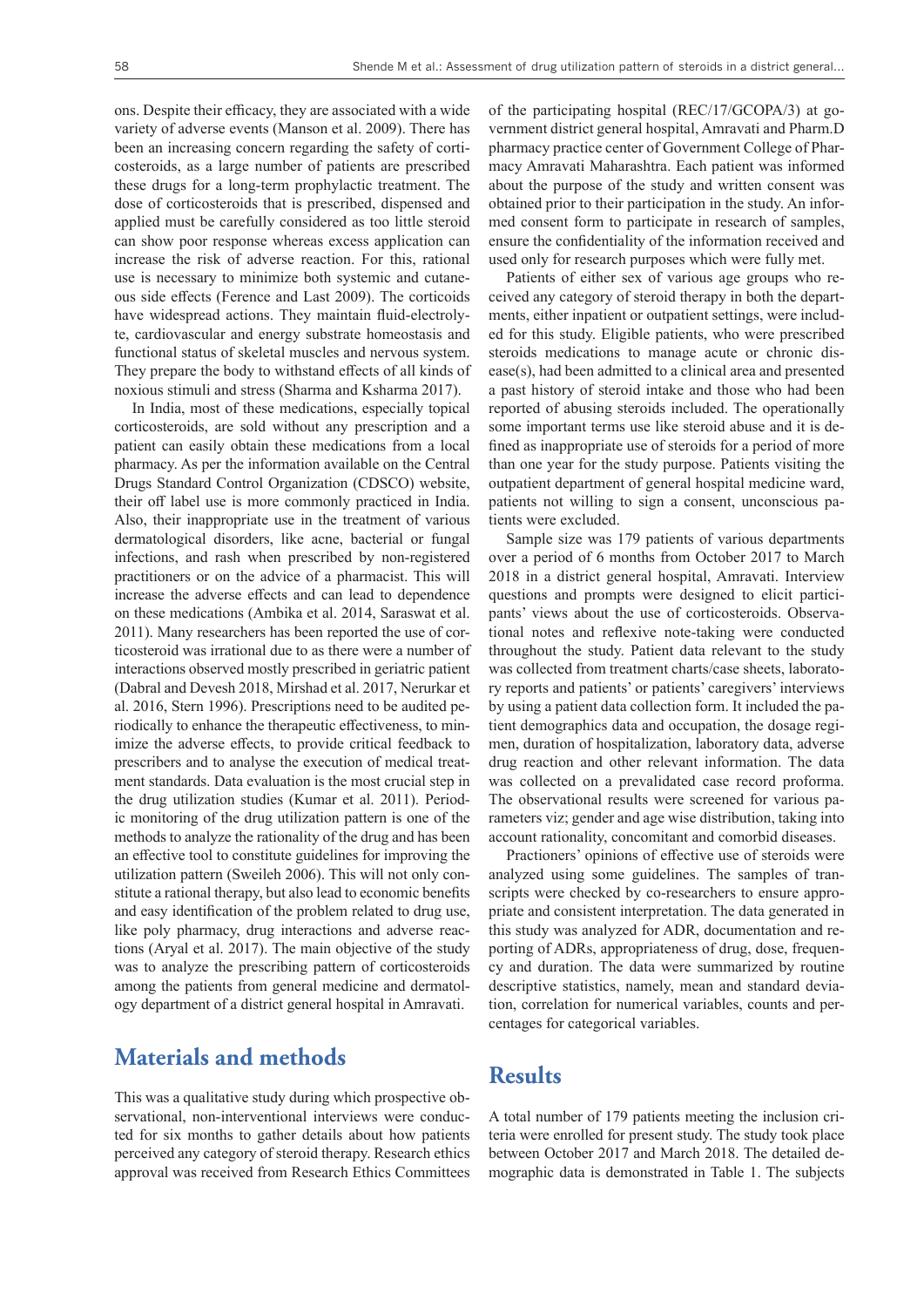ons. Despite their efficacy, they are associated with a wide variety of adverse events (Manson et al. 2009). There has been an increasing concern regarding the safety of corticosteroids, as a large number of patients are prescribed these drugs for a long-term prophylactic treatment. The dose of corticosteroids that is prescribed, dispensed and applied must be carefully considered as too little steroid can show poor response whereas excess application can increase the risk of adverse reaction. For this, rational use is necessary to minimize both systemic and cutaneous side effects (Ference and Last 2009). The corticoids have widespread actions. They maintain fluid-electrolyte, cardiovascular and energy substrate homeostasis and functional status of skeletal muscles and nervous system. They prepare the body to withstand effects of all kinds of noxious stimuli and stress (Sharma and Ksharma 2017).

In India, most of these medications, especially topical corticosteroids, are sold without any prescription and a patient can easily obtain these medications from a local pharmacy. As per the information available on the Central Drugs Standard Control Organization (CDSCO) website, their off label use is more commonly practiced in India. Also, their inappropriate use in the treatment of various dermatological disorders, like acne, bacterial or fungal infections, and rash when prescribed by non-registered practitioners or on the advice of a pharmacist. This will increase the adverse effects and can lead to dependence on these medications (Ambika et al. 2014, Saraswat et al. 2011). Many researchers has been reported the use of corticosteroid was irrational due to as there were a number of interactions observed mostly prescribed in geriatric patient (Dabral and Devesh 2018, Mirshad et al. 2017, Nerurkar et al. 2016, Stern 1996). Prescriptions need to be audited periodically to enhance the therapeutic effectiveness, to minimize the adverse effects, to provide critical feedback to prescribers and to analyse the execution of medical treatment standards. Data evaluation is the most crucial step in the drug utilization studies (Kumar et al. 2011). Periodic monitoring of the drug utilization pattern is one of the methods to analyze the rationality of the drug and has been an effective tool to constitute guidelines for improving the utilization pattern (Sweileh 2006). This will not only constitute a rational therapy, but also lead to economic benefits and easy identification of the problem related to drug use, like poly pharmacy, drug interactions and adverse reactions (Aryal et al. 2017). The main objective of the study was to analyze the prescribing pattern of corticosteroids among the patients from general medicine and dermatology department of a district general hospital in Amravati.

## Materials and methods

This was a qualitative study during which prospective observational, non-interventional interviews were conducted for six months to gather details about how patients perceived any category of steroid therapy. Research ethics approval was received from Research Ethics Committees of the participating hospital (REC/17/GCOPA/3) at government district general hospital, Amravati and Pharm.D pharmacy practice center of Government College of Pharmacy Amravati Maharashtra. Each patient was informed about the purpose of the study and written consent was obtained prior to their participation in the study. An informed consent form to participate in research of samples, ensure the confidentiality of the information received and used only for research purposes which were fully met.

Patients of either sex of various age groups who received any category of steroid therapy in both the departments, either inpatient or outpatient settings, were included for this study. Eligible patients, who were prescribed steroids medications to manage acute or chronic disease(s), had been admitted to a clinical area and presented a past history of steroid intake and those who had been reported of abusing steroids included. The operationally some important terms use like steroid abuse and it is defined as inappropriate use of steroids for a period of more than one year for the study purpose. Patients visiting the outpatient department of general hospital medicine ward, patients not willing to sign a consent, unconscious patients were excluded.

Sample size was 179 patients of various departments over a period of 6 months from October 2017 to March 2018 in a district general hospital, Amravati. Interview questions and prompts were designed to elicit participants' views about the use of corticosteroids. Observational notes and reflexive note-taking were conducted throughout the study. Patient data relevant to the study was collected from treatment charts/case sheets, laboratory reports and patients' or patients' caregivers' interviews by using a patient data collection form. It included the patient demographics data and occupation, the dosage regimen, duration of hospitalization, laboratory data, adverse drug reaction and other relevant information. The data was collected on a prevalidated case record proforma. The observational results were screened for various parameters viz; gender and age wise distribution, taking into account rationality, concomitant and comorbid diseases.

Practioners' opinions of effective use of steroids were analyzed using some guidelines. The samples of transcripts were checked by co-researchers to ensure appropriate and consistent interpretation. The data generated in this study was analyzed for ADR, documentation and reporting of ADRs, appropriateness of drug, dose, frequency and duration. The data were summarized by routine descriptive statistics, namely, mean and standard deviation, correlation for numerical variables, counts and percentages for categorical variables.

## Results

A total number of 179 patients meeting the inclusion criteria were enrolled for present study. The study took place between October 2017 and March 2018. The detailed demographic data is demonstrated in Table 1. The subjects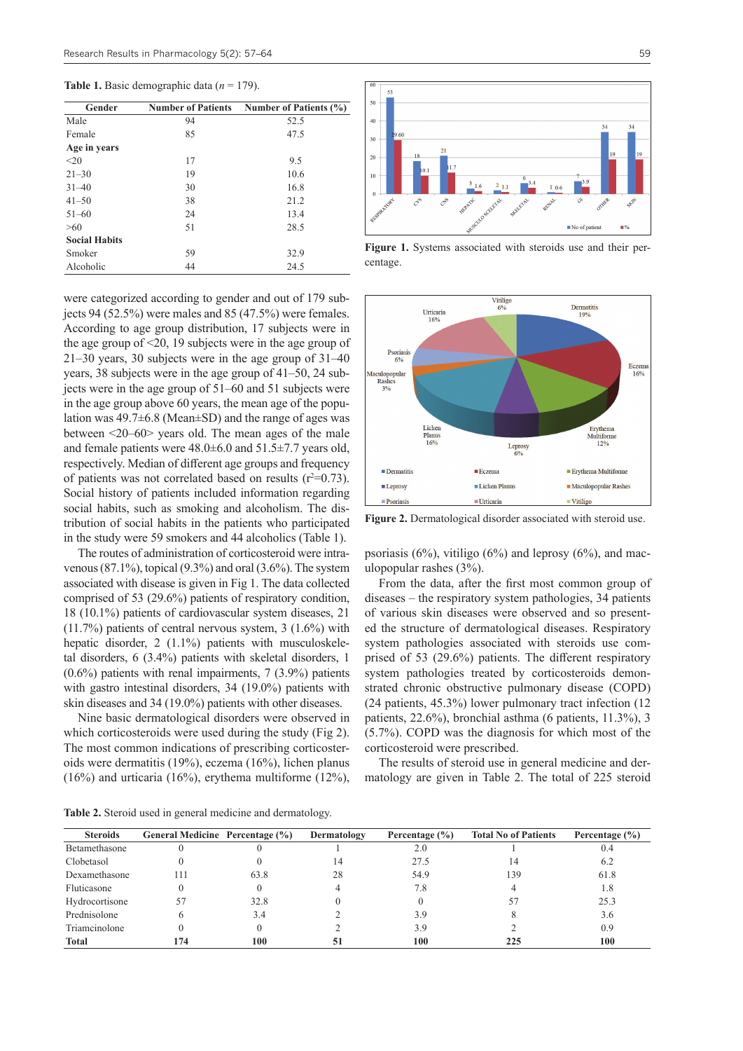**Table 1.** Basic demographic data (*n* = 179).

| Gender | Number of Patients | Number of Patients (%) |
|---|---|---|
| Male | 94 | 52.5 |
| Female | 85 | 47.5 |
| **Age in years** | | |
| <20 | 17 | 9.5 |
| 21–30 | 19 | 10.6 |
| 31–40 | 30 | 16.8 |
| 41–50 | 38 | 21.2 |
| 51–60 | 24 | 13.4 |
| >60 | 51 | 28.5 |
| **Social Habits** | | |
| Smoker | 59 | 32.9 |
| Alcoholic | 44 | 24.5 |

were categorized according to gender and out of 179 subjects 94 (52.5%) were males and 85 (47.5%) were females. According to age group distribution, 17 subjects were in the age group of <20, 19 subjects were in the age group of 21–30 years, 30 subjects were in the age group of 31–40 years, 38 subjects were in the age group of 41–50, 24 subjects were in the age group of 51–60 and 51 subjects were in the age group above 60 years, the mean age of the population was 49.7±6.8 (Mean±SD) and the range of ages was between <20–60> years old. The mean ages of the male and female patients were 48.0±6.0 and 51.5±7.7 years old, respectively. Median of different age groups and frequency of patients was not correlated based on results ($r^2$=0.73). Social history of patients included information regarding social habits, such as smoking and alcoholism. The distribution of social habits in the patients who participated in the study were 59 smokers and 44 alcoholics (Table 1).

The routes of administration of corticosteroid were intravenous (87.1%), topical (9.3%) and oral (3.6%). The system associated with disease is given in Fig 1. The data collected comprised of 53 (29.6%) patients of respiratory condition, 18 (10.1%) patients of cardiovascular system diseases, 21 (11.7%) patients of central nervous system, 3 (1.6%) with hepatic disorder, 2 (1.1%) patients with musculoskeletal disorders, 6 (3.4%) patients with skeletal disorders, 1 (0.6%) patients with renal impairments, 7 (3.9%) patients with gastro intestinal disorders, 34 (19.0%) patients with skin diseases and 34 (19.0%) patients with other diseases.

Nine basic dermatological disorders were observed in which corticosteroids were used during the study (Fig 2). The most common indications of prescribing corticosteroids were dermatitis (19%), eczema (16%), lichen planus (16%) and urticaria (16%), erythema multiforme (12%), psoriasis (6%), vitiligo (6%) and leprosy (6%), and maculopopular rashes (3%).

60
50
40
30
20
10
0
53
29.60
18
10.1
21
11.7
3 1.6
2 1.1
6 3.4
1 0.6
7 3.9
34
19
34
19
RESPIRATORY
CVS
CNS
HEPATIC
MUSCULO SCELETAL
SKELETAL
RENAL
GI
OTHER
SKIN
No of patient
%

**Figure 1.** Systems associated with steroids use and their percentage.

Vitiligo 6%
Urticaria 16%
Dermatitis 19%
Psoriasis 6%
Eczema 16%
Maculopopular Rashes 3%
Lichen Planus 16%
Erythema Multiforme 12%
Leprosy 6%
Dermatitis
Eczema
Erythema Multiforme
Leprosy
Lichen Planus
Maculopopular Rashes
Psoriasis
Urticaria
Vitiligo

**Figure 2.** Dermatological disorder associated with steroid use.

From the data, after the first most common group of diseases – the respiratory system pathologies, 34 patients of various skin diseases were observed and so presented the structure of dermatological diseases. Respiratory system pathologies associated with steroids use comprised of 53 (29.6%) patients. The different respiratory system pathologies treated by corticosteroids demonstrated chronic obstructive pulmonary disease (COPD) (24 patients, 45.3%) lower pulmonary tract infection (12 patients, 22.6%), bronchial asthma (6 patients, 11.3%), 3 (5.7%). COPD was the diagnosis for which most of the corticosteroid were prescribed.

The results of steroid use in general medicine and dermatology are given in Table 2. The total of 225 steroid

**Table 2.** Steroid used in general medicine and dermatology.

| Steroids | General Medicine | Percentage (%) | Dermatology | Percentage (%) | Total No of Patients | Percentage (%) |
|---|---|---|---|---|---|---|
| Betamethasone | 0 | 0 | 1 | 2.0 | 1 | 0.4 |
| Clobetasol | 0 | 0 | 14 | 27.5 | 14 | 6.2 |
| Dexamethasone | 111 | 63.8 | 28 | 54.9 | 139 | 61.8 |
| Fluticasone | 0 | 0 | 4 | 7.8 | 4 | 1.8 |
| Hydrocortisone | 57 | 32.8 | 0 | 0 | 57 | 25.3 |
| Prednisolone | 6 | 3.4 | 2 | 3.9 | 8 | 3.6 |
| Triamcinolone | 0 | 0 | 2 | 3.9 | 2 | 0.9 |
| **Total** | **174** | **100** | **51** | **100** | **225** | **100** |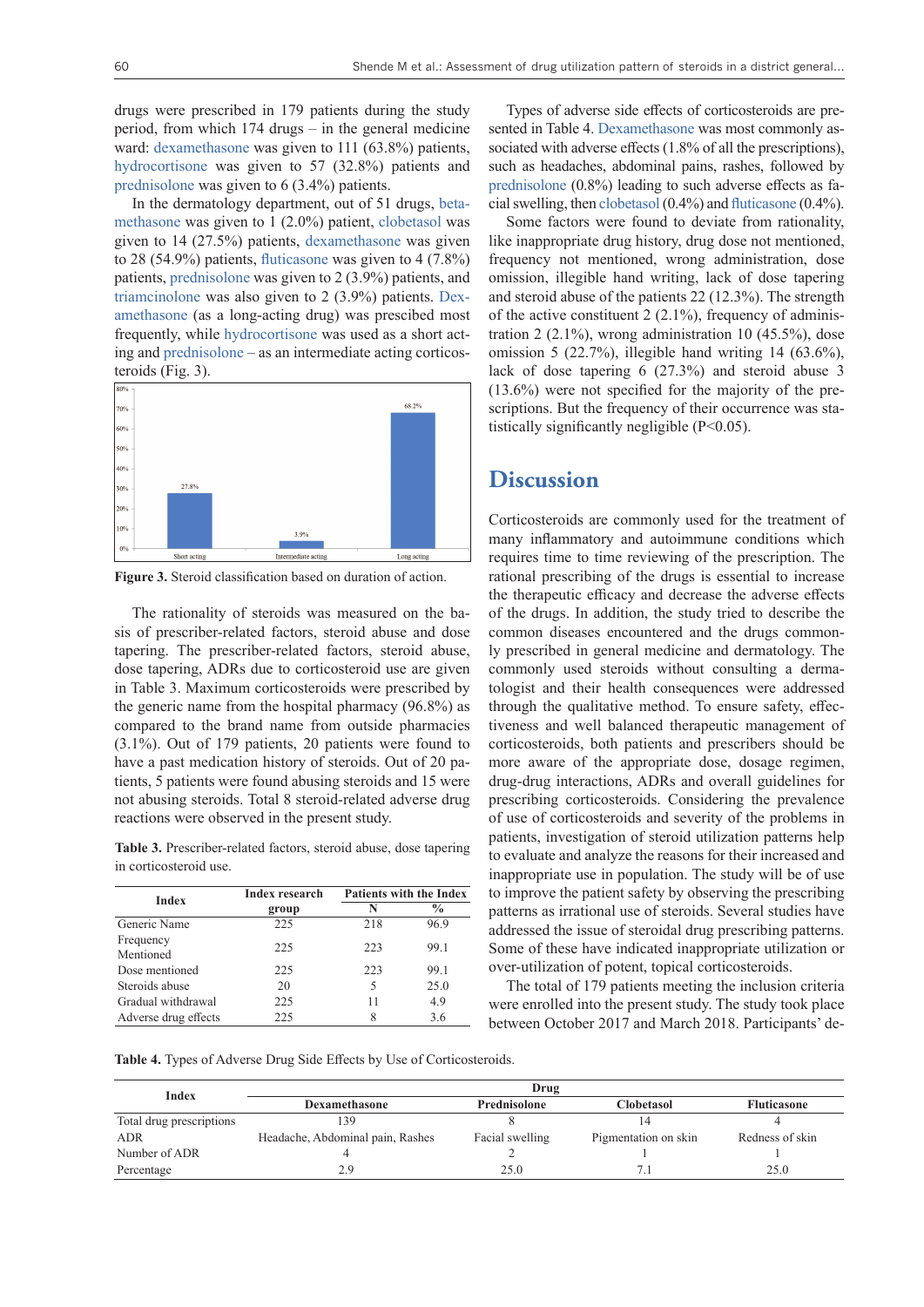drugs were prescribed in 179 patients during the study period, from which 174 drugs – in the general medicine ward: dexamethasone was given to 111 (63.8%) patients, hydrocortisone was given to 57 (32.8%) patients and prednisolone was given to 6 (3.4%) patients.

In the dermatology department, out of 51 drugs, betamethasone was given to 1 (2.0%) patient, clobetasol was given to 14 (27.5%) patients, dexamethasone was given to 28 (54.9%) patients, fluticasone was given to 4 (7.8%) patients, prednisolone was given to 2 (3.9%) patients, and triamcinolone was also given to 2 (3.9%) patients. Dexamethasone (as a long-acting drug) was prescibed most frequently, while hydrocortisone was used as a short acting and prednisolone – as an intermediate acting corticosteroids (Fig. 3).

80%
70%
60%
50%
40%
30%
20%
10%
0%
27.8%
3.9%
68.2%
Short acting
Intermediate acting
Long acting

**Figure 3.** Steroid classification based on duration of action.

The rationality of steroids was measured on the basis of prescriber-related factors, steroid abuse and dose tapering. The prescriber-related factors, steroid abuse, dose tapering, ADRs due to corticosteroid use are given in Table 3. Maximum corticosteroids were prescribed by the generic name from the hospital pharmacy (96.8%) as compared to the brand name from outside pharmacies (3.1%). Out of 179 patients, 20 patients were found to have a past medication history of steroids. Out of 20 patients, 5 patients were found abusing steroids and 15 were not abusing steroids. Total 8 steroid-related adverse drug reactions were observed in the present study.

**Table 3.** Prescriber-related factors, steroid abuse, dose tapering in corticosteroid use.

| Index | Index research group | Patients with the Index | |
|---|---|---|---|
| | | N | % |
| Generic Name | 225 | 218 | 96.9 |
| Frequency Mentioned | 225 | 223 | 99.1 |
| Dose mentioned | 225 | 223 | 99.1 |
| Steroids abuse | 20 | 5 | 25.0 |
| Gradual withdrawal | 225 | 11 | 4.9 |
| Adverse drug effects | 225 | 8 | 3.6 |

Types of adverse side effects of corticosteroids are presented in Table 4. Dexamethasone was most commonly associated with adverse effects (1.8% of all the prescriptions), such as headaches, abdominal pains, rashes, followed by prednisolone (0.8%) leading to such adverse effects as facial swelling, then clobetasol (0.4%) and fluticasone (0.4%).

Some factors were found to deviate from rationality, like inappropriate drug history, drug dose not mentioned, frequency not mentioned, wrong administration, dose omission, illegible hand writing, lack of dose tapering and steroid abuse of the patients 22 (12.3%). The strength of the active constituent 2 (2.1%), frequency of administration 2 (2.1%), wrong administration 10 (45.5%), dose omission 5 (22.7%), illegible hand writing 14 (63.6%), lack of dose tapering 6 (27.3%) and steroid abuse 3 (13.6%) were not specified for the majority of the prescriptions. But the frequency of their occurrence was statistically significantly negligible ($P<0.05$).

## Discussion

Corticosteroids are commonly used for the treatment of many inflammatory and autoimmune conditions which requires time to time reviewing of the prescription. The rational prescribing of the drugs is essential to increase the therapeutic efficacy and decrease the adverse effects of the drugs. In addition, the study tried to describe the common diseases encountered and the drugs commonly prescribed in general medicine and dermatology. The commonly used steroids without consulting a dermatologist and their health consequences were addressed through the qualitative method. To ensure safety, effectiveness and well balanced therapeutic management of corticosteroids, both patients and prescribers should be more aware of the appropriate dose, dosage regimen, drug-drug interactions, ADRs and overall guidelines for prescribing corticosteroids. Considering the prevalence of use of corticosteroids and severity of the problems in patients, investigation of steroid utilization patterns help to evaluate and analyze the reasons for their increased and inappropriate use in population. The study will be of use to improve the patient safety by observing the prescribing patterns as irrational use of steroids. Several studies have addressed the issue of steroidal drug prescribing patterns. Some of these have indicated inappropriate utilization or over-utilization of potent, topical corticosteroids.

The total of 179 patients meeting the inclusion criteria were enrolled into the present study. The study took place between October 2017 and March 2018. Participants' de-

**Table 4.** Types of Adverse Drug Side Effects by Use of Corticosteroids.

| Index | Drug | | | |
|---|---|---|---|---|
| | Dexamethasone | Prednisolone | Clobetasol | Fluticasone |
| Total drug prescriptions | 139 | 8 | 14 | 4 |
| ADR | Headache, Abdominal pain, Rashes | Facial swelling | Pigmentation on skin | Redness of skin |
| Number of ADR | 4 | 2 | 1 | 1 |
| Percentage | 2.9 | 25.0 | 7.1 | 25.0 |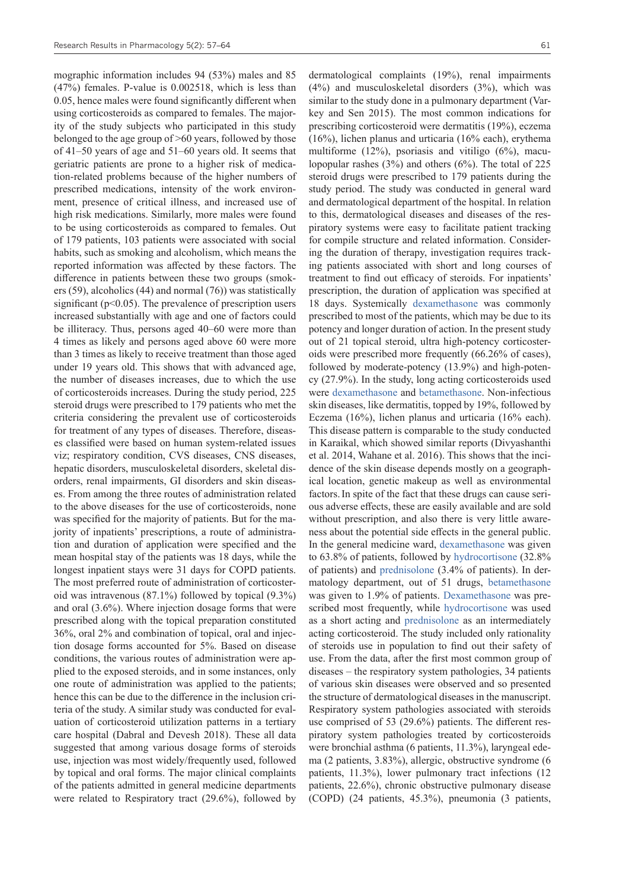mographic information includes 94 (53%) males and 85 (47%) females. P-value is 0.002518, which is less than 0.05, hence males were found significantly different when using corticosteroids as compared to females. The majority of the study subjects who participated in this study belonged to the age group of >60 years, followed by those of 41–50 years of age and 51–60 years old. It seems that geriatric patients are prone to a higher risk of medication-related problems because of the higher numbers of prescribed medications, intensity of the work environment, presence of critical illness, and increased use of high risk medications. Similarly, more males were found to be using corticosteroids as compared to females. Out of 179 patients, 103 patients were associated with social habits, such as smoking and alcoholism, which means the reported information was affected by these factors. The difference in patients between these two groups (smokers (59), alcoholics (44) and normal (76)) was statistically significant ($p<0.05$). The prevalence of prescription users increased substantially with age and one of factors could be illiteracy. Thus, persons aged 40–60 were more than 4 times as likely and persons aged above 60 were more than 3 times as likely to receive treatment than those aged under 19 years old. This shows that with advanced age, the number of diseases increases, due to which the use of corticosteroids increases. During the study period, 225 steroid drugs were prescribed to 179 patients who met the criteria considering the prevalent use of corticosteroids for treatment of any types of diseases. Therefore, diseases classified were based on human system-related issues viz; respiratory condition, CVS diseases, CNS diseases, hepatic disorders, musculoskeletal disorders, skeletal disorders, renal impairments, GI disorders and skin diseases. From among the three routes of administration related to the above diseases for the use of corticosteroids, none was specified for the majority of patients. But for the majority of inpatients' prescriptions, a route of administration and duration of application were specified and the mean hospital stay of the patients was 18 days, while the longest inpatient stays were 31 days for COPD patients. The most preferred route of administration of corticosteroid was intravenous (87.1%) followed by topical (9.3%) and oral (3.6%). Where injection dosage forms that were prescribed along with the topical preparation constituted 36%, oral 2% and combination of topical, oral and injection dosage forms accounted for 5%. Based on disease conditions, the various routes of administration were applied to the exposed steroids, and in some instances, only one route of administration was applied to the patients; hence this can be due to the difference in the inclusion criteria of the study. A similar study was conducted for evaluation of corticosteroid utilization patterns in a tertiary care hospital (Dabral and Devesh 2018). These all data suggested that among various dosage forms of steroids use, injection was most widely/frequently used, followed by topical and oral forms. The major clinical complaints of the patients admitted in general medicine departments were related to Respiratory tract (29.6%), followed by dermatological complaints (19%), renal impairments (4%) and musculoskeletal disorders (3%), which was similar to the study done in a pulmonary department (Varkey and Sen 2015). The most common indications for prescribing corticosteroid were dermatitis (19%), eczema (16%), lichen planus and urticaria (16% each), erythema multiforme (12%), psoriasis and vitiligo (6%), maculopopular rashes (3%) and others (6%). The total of 225 steroid drugs were prescribed to 179 patients during the study period. The study was conducted in general ward and dermatological department of the hospital. In relation to this, dermatological diseases and diseases of the respiratory systems were easy to facilitate patient tracking for compile structure and related information. Considering the duration of therapy, investigation requires tracking patients associated with short and long courses of treatment to find out efficacy of steroids. For inpatients' prescription, the duration of application was specified at 18 days. Systemically dexamethasone was commonly prescribed to most of the patients, which may be due to its potency and longer duration of action. In the present study out of 21 topical steroid, ultra high-potency corticosteroids were prescribed more frequently (66.26% of cases), followed by moderate-potency (13.9%) and high-potency (27.9%). In the study, long acting corticosteroids used were dexamethasone and betamethasone. Non-infectious skin diseases, like dermatitis, topped by 19%, followed by Eczema (16%), lichen planus and urticaria (16% each). This disease pattern is comparable to the study conducted in Karaikal, which showed similar reports (Divyashanthi et al. 2014, Wahane et al. 2016). This shows that the incidence of the skin disease depends mostly on a geographical location, genetic makeup as well as environmental factors. In spite of the fact that these drugs can cause serious adverse effects, these are easily available and are sold without prescription, and also there is very little awareness about the potential side effects in the general public. In the general medicine ward, dexamethasone was given to 63.8% of patients, followed by hydrocortisone (32.8% of patients) and prednisolone (3.4% of patients). In dermatology department, out of 51 drugs, betamethasone was given to 1.9% of patients. Dexamethasone was prescribed most frequently, while hydrocortisone was used as a short acting and prednisolone as an intermediately acting corticosteroid. The study included only rationality of steroids use in population to find out their safety of use. From the data, after the first most common group of diseases – the respiratory system pathologies, 34 patients of various skin diseases were observed and so presented the structure of dermatological diseases in the manuscript. Respiratory system pathologies associated with steroids use comprised of 53 (29.6%) patients. The different respiratory system pathologies treated by corticosteroids were bronchial asthma (6 patients, 11.3%), laryngeal edema (2 patients, 3.83%), allergic, obstructive syndrome (6 patients, 11.3%), lower pulmonary tract infections (12 patients, 22.6%), chronic obstructive pulmonary disease (COPD) (24 patients, 45.3%), pneumonia (3 patients,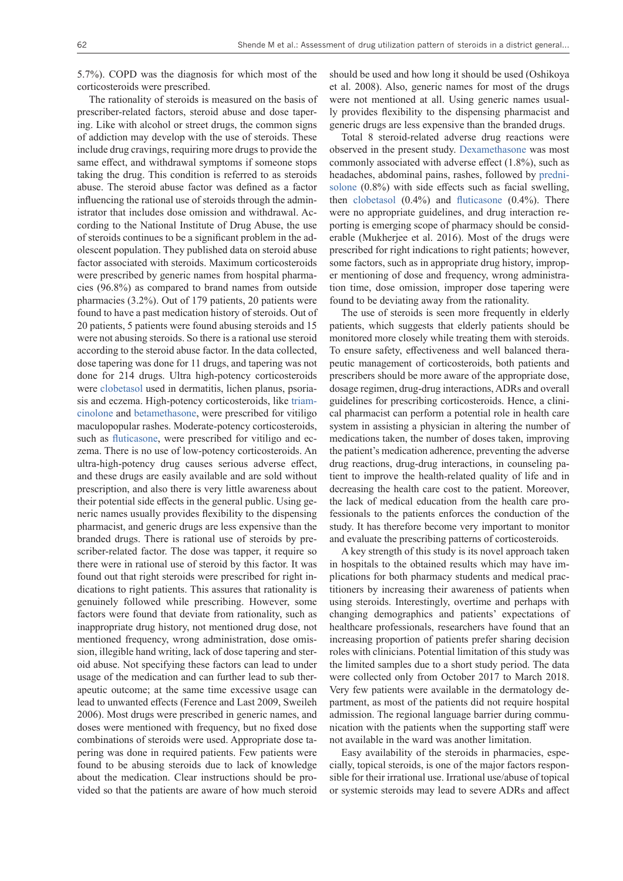5.7%). COPD was the diagnosis for which most of the corticosteroids were prescribed.

The rationality of steroids is measured on the basis of prescriber-related factors, steroid abuse and dose tapering. Like with alcohol or street drugs, the common signs of addiction may develop with the use of steroids. These include drug cravings, requiring more drugs to provide the same effect, and withdrawal symptoms if someone stops taking the drug. This condition is referred to as steroids abuse. The steroid abuse factor was defined as a factor influencing the rational use of steroids through the administrator that includes dose omission and withdrawal. According to the National Institute of Drug Abuse, the use of steroids continues to be a significant problem in the adolescent population. They published data on steroid abuse factor associated with steroids. Maximum corticosteroids were prescribed by generic names from hospital pharmacies (96.8%) as compared to brand names from outside pharmacies (3.2%). Out of 179 patients, 20 patients were found to have a past medication history of steroids. Out of 20 patients, 5 patients were found abusing steroids and 15 were not abusing steroids. So there is a rational use steroid according to the steroid abuse factor. In the data collected, dose tapering was done for 11 drugs, and tapering was not done for 214 drugs. Ultra high-potency corticosteroids were clobetasol used in dermatitis, lichen planus, psoriasis and eczema. High-potency corticosteroids, like triamcinolone and betamethasone, were prescribed for vitiligo maculopopular rashes. Moderate-potency corticosteroids, such as fluticasone, were prescribed for vitiligo and eczema. There is no use of low-potency corticosteroids. An ultra-high-potency drug causes serious adverse effect, and these drugs are easily available and are sold without prescription, and also there is very little awareness about their potential side effects in the general public. Using generic names usually provides flexibility to the dispensing pharmacist, and generic drugs are less expensive than the branded drugs. There is rational use of steroids by prescriber-related factor. The dose was tapper, it require so there were in rational use of steroid by this factor. It was found out that right steroids were prescribed for right indications to right patients. This assures that rationality is genuinely followed while prescribing. However, some factors were found that deviate from rationality, such as inappropriate drug history, not mentioned drug dose, not mentioned frequency, wrong administration, dose omission, illegible hand writing, lack of dose tapering and steroid abuse. Not specifying these factors can lead to under usage of the medication and can further lead to sub therapeutic outcome; at the same time excessive usage can lead to unwanted effects (Ference and Last 2009, Sweileh 2006). Most drugs were prescribed in generic names, and doses were mentioned with frequency, but no fixed dose combinations of steroids were used. Appropriate dose tapering was done in required patients. Few patients were found to be abusing steroids due to lack of knowledge about the medication. Clear instructions should be provided so that the patients are aware of how much steroid should be used and how long it should be used (Oshikoya et al. 2008). Also, generic names for most of the drugs were not mentioned at all. Using generic names usually provides flexibility to the dispensing pharmacist and generic drugs are less expensive than the branded drugs.

Total 8 steroid-related adverse drug reactions were observed in the present study. Dexamethasone was most commonly associated with adverse effect (1.8%), such as headaches, abdominal pains, rashes, followed by prednisolone (0.8%) with side effects such as facial swelling, then clobetasol (0.4%) and fluticasone (0.4%). There were no appropriate guidelines, and drug interaction reporting is emerging scope of pharmacy should be considerable (Mukherjee et al. 2016). Most of the drugs were prescribed for right indications to right patients; however, some factors, such as in appropriate drug history, improper mentioning of dose and frequency, wrong administration time, dose omission, improper dose tapering were found to be deviating away from the rationality.

The use of steroids is seen more frequently in elderly patients, which suggests that elderly patients should be monitored more closely while treating them with steroids. To ensure safety, effectiveness and well balanced therapeutic management of corticosteroids, both patients and prescribers should be more aware of the appropriate dose, dosage regimen, drug-drug interactions, ADRs and overall guidelines for prescribing corticosteroids. Hence, a clinical pharmacist can perform a potential role in health care system in assisting a physician in altering the number of medications taken, the number of doses taken, improving the patient's medication adherence, preventing the adverse drug reactions, drug-drug interactions, in counseling patient to improve the health-related quality of life and in decreasing the health care cost to the patient. Moreover, the lack of medical education from the health care professionals to the patients enforces the conduction of the study. It has therefore become very important to monitor and evaluate the prescribing patterns of corticosteroids.

A key strength of this study is its novel approach taken in hospitals to the obtained results which may have implications for both pharmacy students and medical practitioners by increasing their awareness of patients when using steroids. Interestingly, overtime and perhaps with changing demographics and patients' expectations of healthcare professionals, researchers have found that an increasing proportion of patients prefer sharing decision roles with clinicians. Potential limitation of this study was the limited samples due to a short study period. The data were collected only from October 2017 to March 2018. Very few patients were available in the dermatology department, as most of the patients did not require hospital admission. The regional language barrier during communication with the patients when the supporting staff were not available in the ward was another limitation.

Easy availability of the steroids in pharmacies, especially, topical steroids, is one of the major factors responsible for their irrational use. Irrational use/abuse of topical or systemic steroids may lead to severe ADRs and affect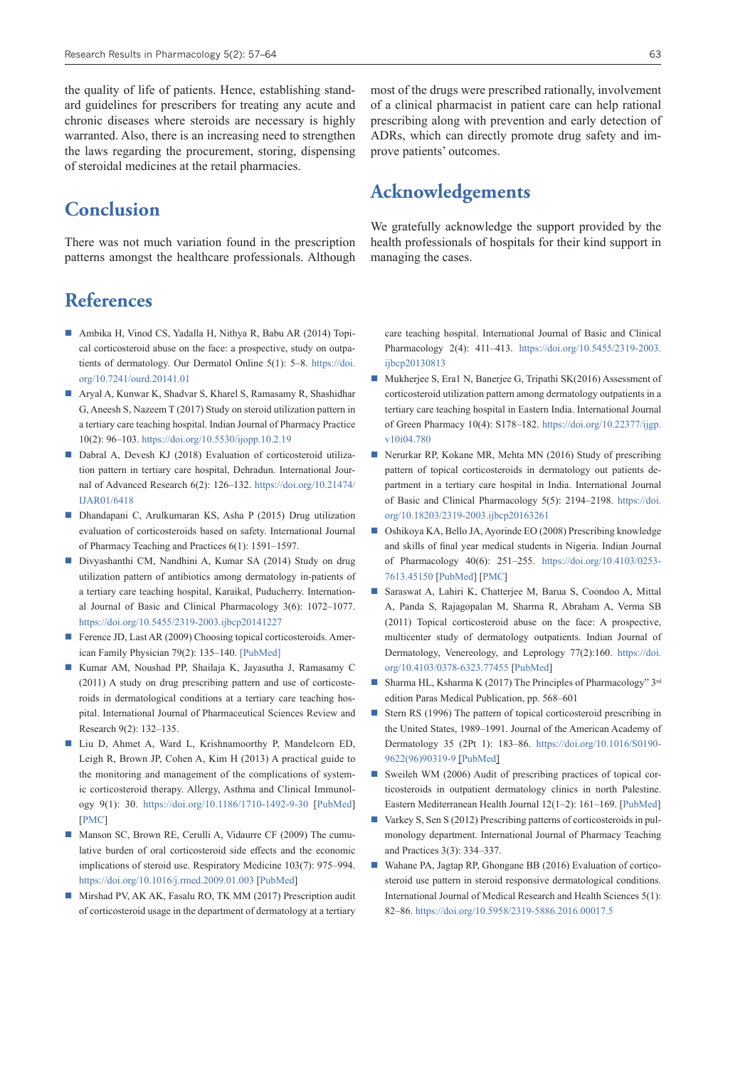the quality of life of patients. Hence, establishing standard guidelines for prescribers for treating any acute and chronic diseases where steroids are necessary is highly warranted. Also, there is an increasing need to strengthen the laws regarding the procurement, storing, dispensing of steroidal medicines at the retail pharmacies.

# Conclusion

There was not much variation found in the prescription patterns amongst the healthcare professionals. Although most of the drugs were prescribed rationally, involvement of a clinical pharmacist in patient care can help rational prescribing along with prevention and early detection of ADRs, which can directly promote drug safety and improve patients' outcomes.

# Acknowledgements

We gratefully acknowledge the support provided by the health professionals of hospitals for their kind support in managing the cases.

# References

- Ambika H, Vinod CS, Yadalla H, Nithya R, Babu AR (2014) Topical corticosteroid abuse on the face: a prospective, study on outpatients of dermatology. Our Dermatol Online 5(1): 5–8. https://doi.org/10.7241/ourd.20141.01
- Aryal A, Kunwar K, Shadvar S, Kharel S, Ramasamy R, Shashidhar G, Aneesh S, Nazeem T (2017) Study on steroid utilization pattern in a tertiary care teaching hospital. Indian Journal of Pharmacy Practice 10(2): 96–103. https://doi.org/10.5530/ijopp.10.2.19
- Dabral A, Devesh KJ (2018) Evaluation of corticosteroid utilization pattern in tertiary care hospital, Dehradun. International Journal of Advanced Research 6(2): 126–132. https://doi.org/10.21474/IJAR01/6418
- Dhandapani C, Arulkumaran KS, Asha P (2015) Drug utilization evaluation of corticosteroids based on safety. International Journal of Pharmacy Teaching and Practices 6(1): 1591–1597.
- Divyashanthi CM, Nandhini A, Kumar SA (2014) Study on drug utilization pattern of antibiotics among dermatology in-patients of a tertiary care teaching hospital, Karaikal, Puducherry. International Journal of Basic and Clinical Pharmacology 3(6): 1072–1077. https://doi.org/10.5455/2319-2003.ijbcp20141227
- Ference JD, Last AR (2009) Choosing topical corticosteroids. American Family Physician 79(2): 135–140. [PubMed]
- Kumar AM, Noushad PP, Shailaja K, Jayasutha J, Ramasamy C (2011) A study on drug prescribing pattern and use of corticosteroids in dermatological conditions at a tertiary care teaching hospital. International Journal of Pharmaceutical Sciences Review and Research 9(2): 132–135.
- Liu D, Ahmet A, Ward L, Krishnamoorthy P, Mandelcorn ED, Leigh R, Brown JP, Cohen A, Kim H (2013) A practical guide to the monitoring and management of the complications of systemic corticosteroid therapy. Allergy, Asthma and Clinical Immunology 9(1): 30. https://doi.org/10.1186/1710-1492-9-30 [PubMed] [PMC]
- Manson SC, Brown RE, Cerulli A, Vidaurre CF (2009) The cumulative burden of oral corticosteroid side effects and the economic implications of steroid use. Respiratory Medicine 103(7): 975–994. https://doi.org/10.1016/j.rmed.2009.01.003 [PubMed]
- Mirshad PV, AK AK, Fasalu RO, TK MM (2017) Prescription audit of corticosteroid usage in the department of dermatology at a tertiary care teaching hospital. International Journal of Basic and Clinical Pharmacology 2(4): 411–413. https://doi.org/10.5455/2319-2003.ijbcp20130813
- Mukherjee S, Era1 N, Banerjee G, Tripathi SK(2016) Assessment of corticosteroid utilization pattern among dermatology outpatients in a tertiary care teaching hospital in Eastern India. International Journal of Green Pharmacy 10(4): S178–182. https://doi.org/10.22377/ijgp.v10i04.780
- Nerurkar RP, Kokane MR, Mehta MN (2016) Study of prescribing pattern of topical corticosteroids in dermatology out patients department in a tertiary care hospital in India. International Journal of Basic and Clinical Pharmacology 5(5): 2194–2198. https://doi.org/10.18203/2319-2003.ijbcp20163261
- Oshikoya KA, Bello JA, Ayorinde EO (2008) Prescribing knowledge and skills of final year medical students in Nigeria. Indian Journal of Pharmacology 40(6): 251–255. https://doi.org/10.4103/0253-7613.45150 [PubMed] [PMC]
- Saraswat A, Lahiri K, Chatterjee M, Barua S, Coondoo A, Mittal A, Panda S, Rajagopalan M, Sharma R, Abraham A, Verma SB (2011) Topical corticosteroid abuse on the face: A prospective, multicenter study of dermatology outpatients. Indian Journal of Dermatology, Venereology, and Leprology 77(2):160. https://doi.org/10.4103/0378-6323.77455 [PubMed]
- Sharma HL, Ksharma K (2017) The Principles of Pharmacology" 3rd edition Paras Medical Publication, pp. 568–601
- Stern RS (1996) The pattern of topical corticosteroid prescribing in the United States, 1989–1991. Journal of the American Academy of Dermatology 35 (2Pt 1): 183–86. https://doi.org/10.1016/S0190-9622(96)90319-9 [PubMed]
- Sweileh WM (2006) Audit of prescribing practices of topical corticosteroids in outpatient dermatology clinics in north Palestine. Eastern Mediterranean Health Journal 12(1–2): 161–169. [PubMed]
- Varkey S, Sen S (2012) Prescribing patterns of corticosteroids in pulmonology department. International Journal of Pharmacy Teaching and Practices 3(3): 334–337.
- Wahane PA, Jagtap RP, Ghongane BB (2016) Evaluation of corticosteroid use pattern in steroid responsive dermatological conditions. International Journal of Medical Research and Health Sciences 5(1): 82–86. https://doi.org/10.5958/2319-5886.2016.00017.5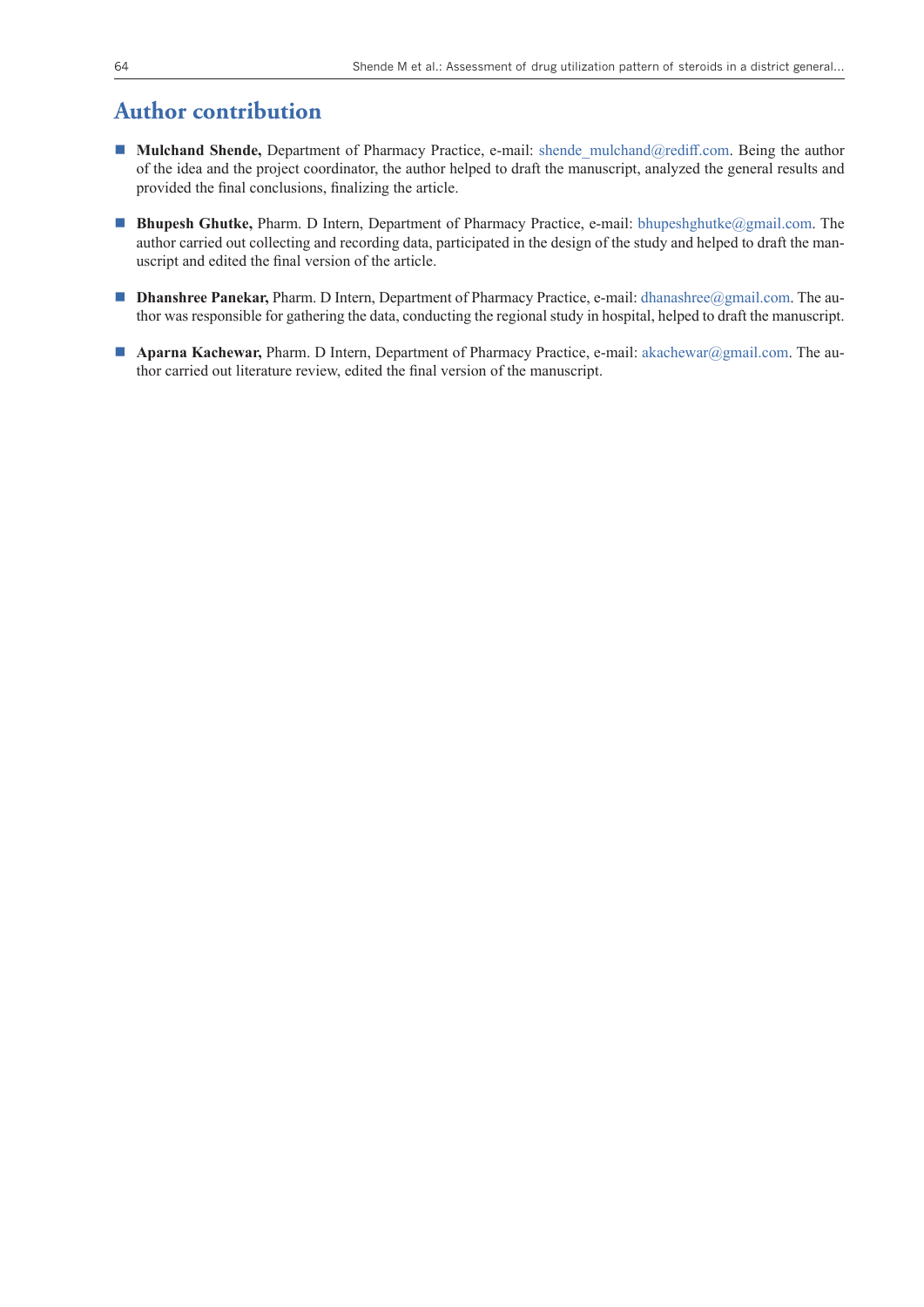## Author contribution

- **Mulchand Shende,** Department of Pharmacy Practice, e-mail: shende_mulchand@rediff.com. Being the author of the idea and the project coordinator, the author helped to draft the manuscript, analyzed the general results and provided the final conclusions, finalizing the article.
- **Bhupesh Ghutke,** Pharm. D Intern, Department of Pharmacy Practice, e-mail: bhupeshghutke@gmail.com. The author carried out collecting and recording data, participated in the design of the study and helped to draft the manuscript and edited the final version of the article.
- **Dhanshree Panekar,** Pharm. D Intern, Department of Pharmacy Practice, e-mail: dhanashree@gmail.com. The author was responsible for gathering the data, conducting the regional study in hospital, helped to draft the manuscript.
- **Aparna Kachewar,** Pharm. D Intern, Department of Pharmacy Practice, e-mail: akachewar@gmail.com. The author carried out literature review, edited the final version of the manuscript.